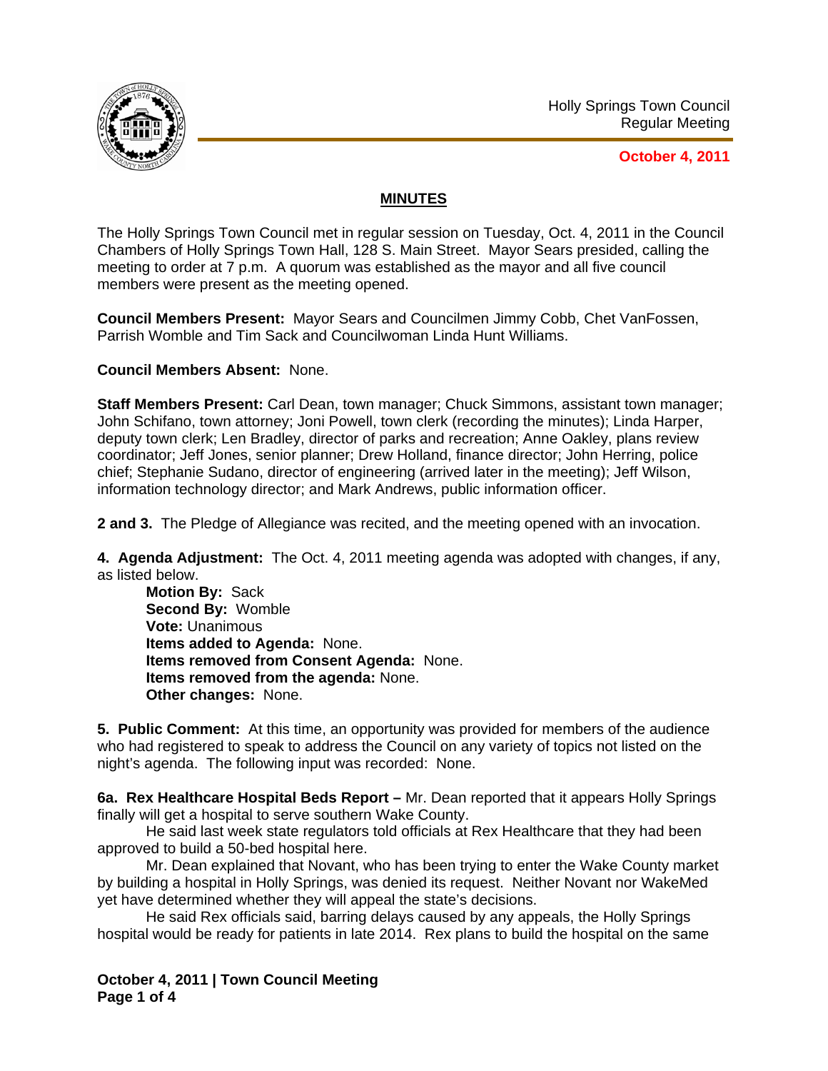Holly Springs Town Council
Regular Meeting

**October 4, 2011**

## MINUTES

The Holly Springs Town Council met in regular session on Tuesday, Oct. 4, 2011 in the Council Chambers of Holly Springs Town Hall, 128 S. Main Street. Mayor Sears presided, calling the meeting to order at 7 p.m. A quorum was established as the mayor and all five council members were present as the meeting opened.

**Council Members Present:** Mayor Sears and Councilmen Jimmy Cobb, Chet VanFossen, Parrish Womble and Tim Sack and Councilwoman Linda Hunt Williams.

**Council Members Absent:** None.

**Staff Members Present:** Carl Dean, town manager; Chuck Simmons, assistant town manager; John Schifano, town attorney; Joni Powell, town clerk (recording the minutes); Linda Harper, deputy town clerk; Len Bradley, director of parks and recreation; Anne Oakley, plans review coordinator; Jeff Jones, senior planner; Drew Holland, finance director; John Herring, police chief; Stephanie Sudano, director of engineering (arrived later in the meeting); Jeff Wilson, information technology director; and Mark Andrews, public information officer.

**2 and 3.** The Pledge of Allegiance was recited, and the meeting opened with an invocation.

**4. Agenda Adjustment:** The Oct. 4, 2011 meeting agenda was adopted with changes, if any, as listed below.

**Motion By:** Sack
**Second By:** Womble
**Vote:** Unanimous
**Items added to Agenda:** None.
**Items removed from Consent Agenda:** None.
**Items removed from the agenda:** None.
**Other changes:** None.

**5. Public Comment:** At this time, an opportunity was provided for members of the audience who had registered to speak to address the Council on any variety of topics not listed on the night's agenda. The following input was recorded: None.

**6a. Rex Healthcare Hospital Beds Report –** Mr. Dean reported that it appears Holly Springs finally will get a hospital to serve southern Wake County.

He said last week state regulators told officials at Rex Healthcare that they had been approved to build a 50-bed hospital here.

Mr. Dean explained that Novant, who has been trying to enter the Wake County market by building a hospital in Holly Springs, was denied its request. Neither Novant nor WakeMed yet have determined whether they will appeal the state's decisions.

He said Rex officials said, barring delays caused by any appeals, the Holly Springs hospital would be ready for patients in late 2014. Rex plans to build the hospital on the same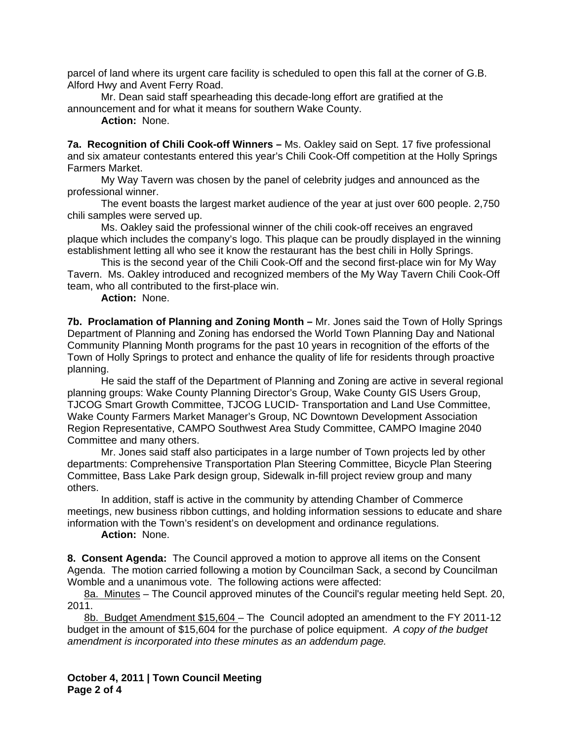parcel of land where its urgent care facility is scheduled to open this fall at the corner of G.B. Alford Hwy and Avent Ferry Road.

Mr. Dean said staff spearheading this decade-long effort are gratified at the announcement and for what it means for southern Wake County.

**Action:** None.

**7a. Recognition of Chili Cook-off Winners –** Ms. Oakley said on Sept. 17 five professional and six amateur contestants entered this year's Chili Cook-Off competition at the Holly Springs Farmers Market.

My Way Tavern was chosen by the panel of celebrity judges and announced as the professional winner.

The event boasts the largest market audience of the year at just over 600 people. 2,750 chili samples were served up.

Ms. Oakley said the professional winner of the chili cook-off receives an engraved plaque which includes the company's logo. This plaque can be proudly displayed in the winning establishment letting all who see it know the restaurant has the best chili in Holly Springs.

This is the second year of the Chili Cook-Off and the second first-place win for My Way Tavern. Ms. Oakley introduced and recognized members of the My Way Tavern Chili Cook-Off team, who all contributed to the first-place win.

**Action:** None.

**7b. Proclamation of Planning and Zoning Month –** Mr. Jones said the Town of Holly Springs Department of Planning and Zoning has endorsed the World Town Planning Day and National Community Planning Month programs for the past 10 years in recognition of the efforts of the Town of Holly Springs to protect and enhance the quality of life for residents through proactive planning.

He said the staff of the Department of Planning and Zoning are active in several regional planning groups: Wake County Planning Director's Group, Wake County GIS Users Group, TJCOG Smart Growth Committee, TJCOG LUCID- Transportation and Land Use Committee, Wake County Farmers Market Manager's Group, NC Downtown Development Association Region Representative, CAMPO Southwest Area Study Committee, CAMPO Imagine 2040 Committee and many others.

Mr. Jones said staff also participates in a large number of Town projects led by other departments: Comprehensive Transportation Plan Steering Committee, Bicycle Plan Steering Committee, Bass Lake Park design group, Sidewalk in-fill project review group and many others.

In addition, staff is active in the community by attending Chamber of Commerce meetings, new business ribbon cuttings, and holding information sessions to educate and share information with the Town's resident's on development and ordinance regulations.

**Action:** None.

**8. Consent Agenda:** The Council approved a motion to approve all items on the Consent Agenda. The motion carried following a motion by Councilman Sack, a second by Councilman Womble and a unanimous vote. The following actions were affected:

8a. Minutes – The Council approved minutes of the Council's regular meeting held Sept. 20, 2011.

8b. Budget Amendment $15,604 – The Council adopted an amendment to the FY 2011-12 budget in the amount of $15,604 for the purchase of police equipment. *A copy of the budget amendment is incorporated into these minutes as an addendum page.*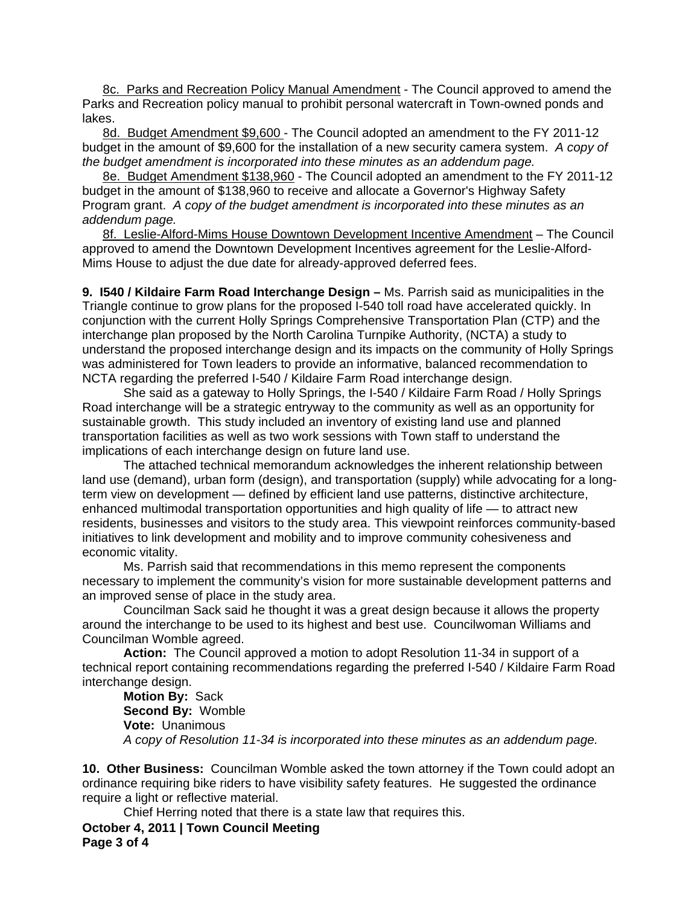8c. Parks and Recreation Policy Manual Amendment - The Council approved to amend the Parks and Recreation policy manual to prohibit personal watercraft in Town-owned ponds and lakes.

8d. Budget Amendment $9,600 - The Council adopted an amendment to the FY 2011-12 budget in the amount of $9,600 for the installation of a new security camera system. *A copy of the budget amendment is incorporated into these minutes as an addendum page.*

8e. Budget Amendment $138,960 - The Council adopted an amendment to the FY 2011-12 budget in the amount of $138,960 to receive and allocate a Governor's Highway Safety Program grant. *A copy of the budget amendment is incorporated into these minutes as an addendum page.*

8f. Leslie-Alford-Mims House Downtown Development Incentive Amendment – The Council approved to amend the Downtown Development Incentives agreement for the Leslie-Alford-Mims House to adjust the due date for already-approved deferred fees.

**9. I540 / Kildaire Farm Road Interchange Design –** Ms. Parrish said as municipalities in the Triangle continue to grow plans for the proposed I-540 toll road have accelerated quickly. In conjunction with the current Holly Springs Comprehensive Transportation Plan (CTP) and the interchange plan proposed by the North Carolina Turnpike Authority, (NCTA) a study to understand the proposed interchange design and its impacts on the community of Holly Springs was administered for Town leaders to provide an informative, balanced recommendation to NCTA regarding the preferred I-540 / Kildaire Farm Road interchange design.

She said as a gateway to Holly Springs, the I-540 / Kildaire Farm Road / Holly Springs Road interchange will be a strategic entryway to the community as well as an opportunity for sustainable growth. This study included an inventory of existing land use and planned transportation facilities as well as two work sessions with Town staff to understand the implications of each interchange design on future land use.

The attached technical memorandum acknowledges the inherent relationship between land use (demand), urban form (design), and transportation (supply) while advocating for a long-term view on development — defined by efficient land use patterns, distinctive architecture, enhanced multimodal transportation opportunities and high quality of life — to attract new residents, businesses and visitors to the study area. This viewpoint reinforces community-based initiatives to link development and mobility and to improve community cohesiveness and economic vitality.

Ms. Parrish said that recommendations in this memo represent the components necessary to implement the community's vision for more sustainable development patterns and an improved sense of place in the study area.

Councilman Sack said he thought it was a great design because it allows the property around the interchange to be used to its highest and best use. Councilwoman Williams and Councilman Womble agreed.

**Action:** The Council approved a motion to adopt Resolution 11-34 in support of a technical report containing recommendations regarding the preferred I-540 / Kildaire Farm Road interchange design.

**Motion By:** Sack
**Second By:** Womble
**Vote:** Unanimous
*A copy of Resolution 11-34 is incorporated into these minutes as an addendum page.*

**10. Other Business:** Councilman Womble asked the town attorney if the Town could adopt an ordinance requiring bike riders to have visibility safety features. He suggested the ordinance require a light or reflective material.

Chief Herring noted that there is a state law that requires this.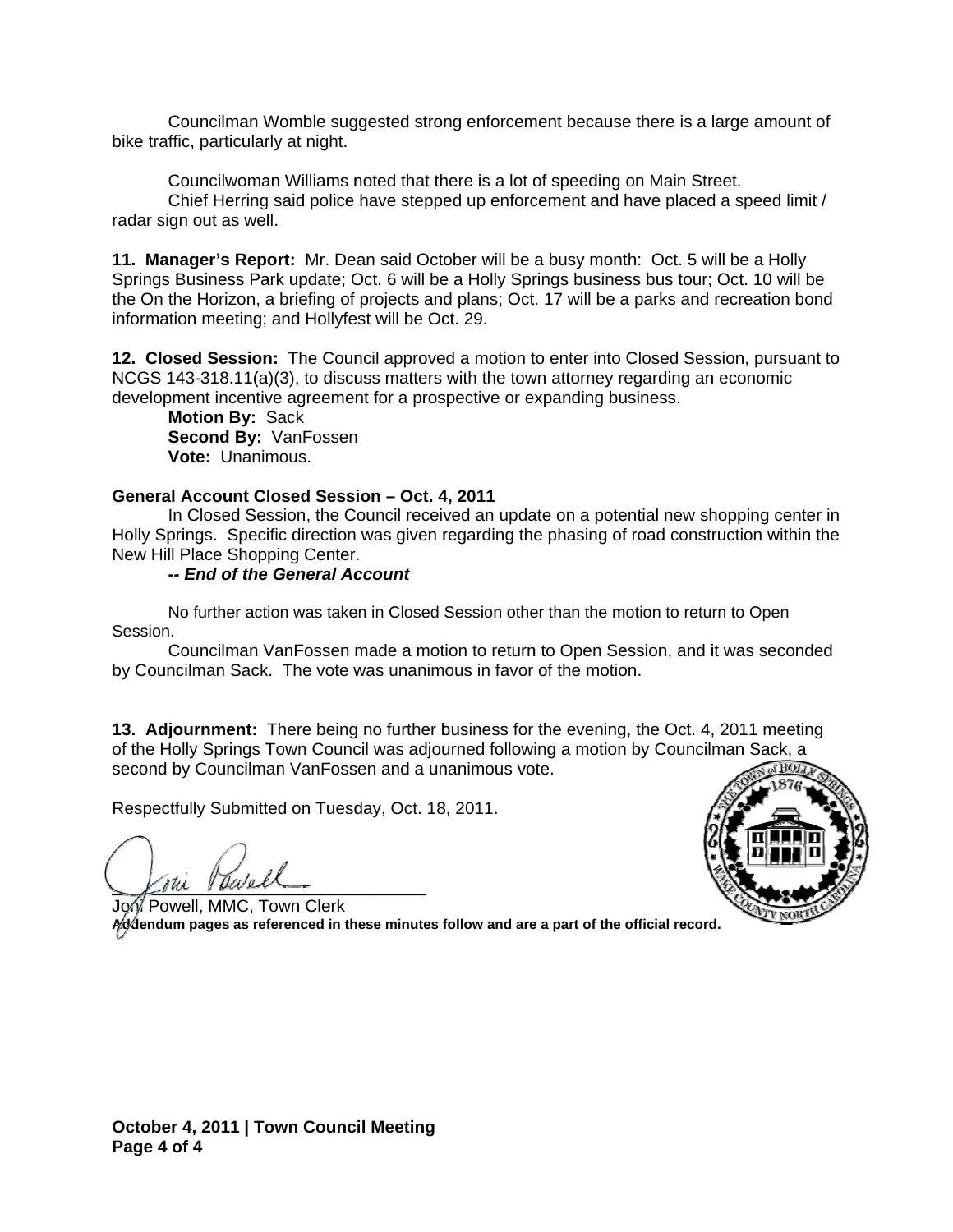Councilman Womble suggested strong enforcement because there is a large amount of bike traffic, particularly at night.

Councilwoman Williams noted that there is a lot of speeding on Main Street.

Chief Herring said police have stepped up enforcement and have placed a speed limit / radar sign out as well.

**11. Manager's Report:** Mr. Dean said October will be a busy month: Oct. 5 will be a Holly Springs Business Park update; Oct. 6 will be a Holly Springs business bus tour; Oct. 10 will be the On the Horizon, a briefing of projects and plans; Oct. 17 will be a parks and recreation bond information meeting; and Hollyfest will be Oct. 29.

**12. Closed Session:** The Council approved a motion to enter into Closed Session, pursuant to NCGS 143-318.11(a)(3), to discuss matters with the town attorney regarding an economic development incentive agreement for a prospective or expanding business.

**Motion By:** Sack
**Second By:** VanFossen
**Vote:** Unanimous.

**General Account Closed Session – Oct. 4, 2011**

In Closed Session, the Council received an update on a potential new shopping center in Holly Springs. Specific direction was given regarding the phasing of road construction within the New Hill Place Shopping Center.

***-- End of the General Account***

No further action was taken in Closed Session other than the motion to return to Open Session.

Councilman VanFossen made a motion to return to Open Session, and it was seconded by Councilman Sack. The vote was unanimous in favor of the motion.

**13. Adjournment:** There being no further business for the evening, the Oct. 4, 2011 meeting of the Holly Springs Town Council was adjourned following a motion by Councilman Sack, a second by Councilman VanFossen and a unanimous vote.

Respectfully Submitted on Tuesday, Oct. 18, 2011.

Joni Powell, MMC, Town Clerk

**Addendum pages as referenced in these minutes follow and are a part of the official record.**